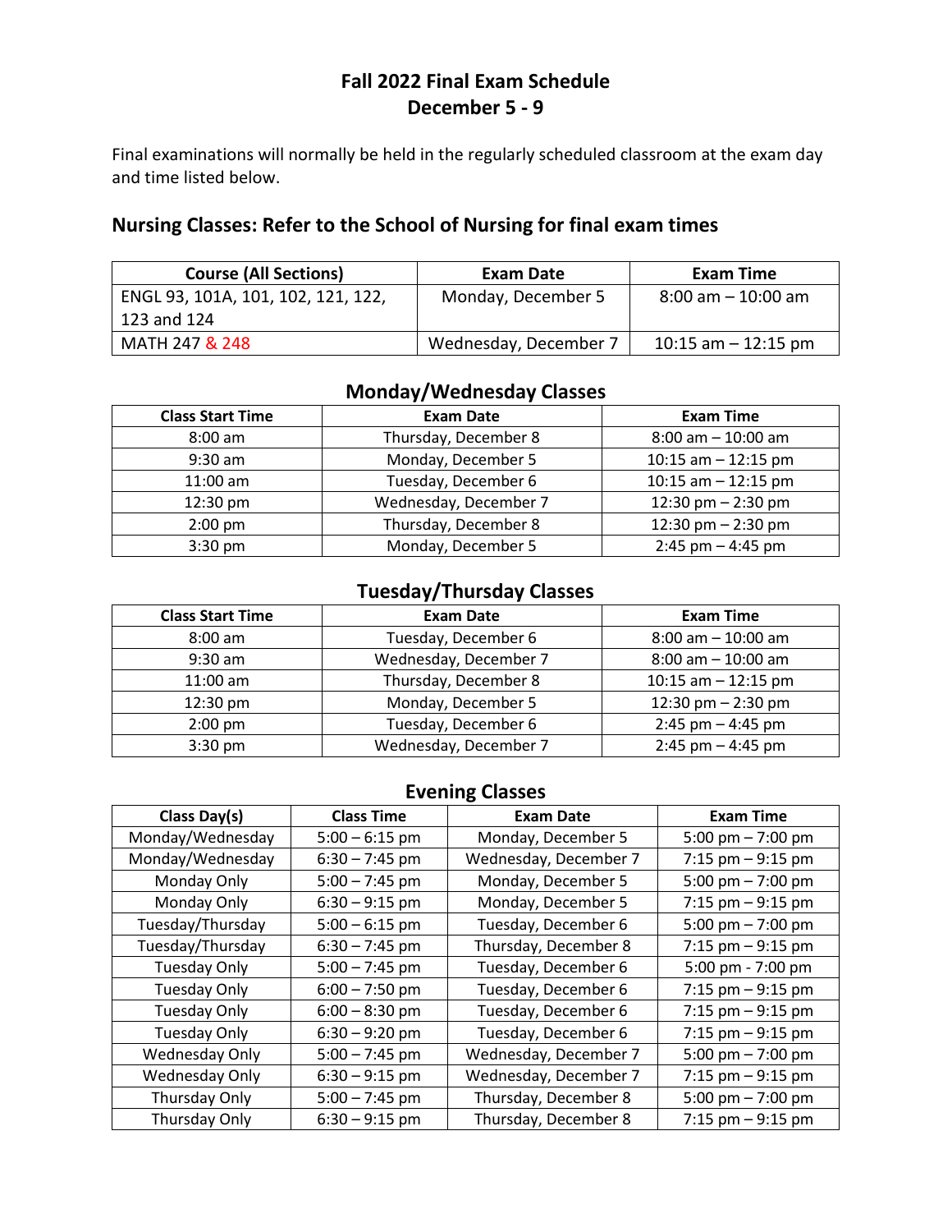# Fall 2022 Final Exam Schedule
# December 5 - 9

Final examinations will normally be held in the regularly scheduled classroom at the exam day and time listed below.

## Nursing Classes: Refer to the School of Nursing for final exam times

| Course (All Sections) | Exam Date | Exam Time |
|---|---|---|
| ENGL 93, 101A, 101, 102, 121, 122, 123 and 124 | Monday, December 5 | 8:00 am – 10:00 am |
| MATH 247 & 248 | Wednesday, December 7 | 10:15 am – 12:15 pm |

### Monday/Wednesday Classes

| Class Start Time | Exam Date | Exam Time |
|---|---|---|
| 8:00 am | Thursday, December 8 | 8:00 am – 10:00 am |
| 9:30 am | Monday, December 5 | 10:15 am – 12:15 pm |
| 11:00 am | Tuesday, December 6 | 10:15 am – 12:15 pm |
| 12:30 pm | Wednesday, December 7 | 12:30 pm – 2:30 pm |
| 2:00 pm | Thursday, December 8 | 12:30 pm – 2:30 pm |
| 3:30 pm | Monday, December 5 | 2:45 pm – 4:45 pm |

### Tuesday/Thursday Classes

| Class Start Time | Exam Date | Exam Time |
|---|---|---|
| 8:00 am | Tuesday, December 6 | 8:00 am – 10:00 am |
| 9:30 am | Wednesday, December 7 | 8:00 am – 10:00 am |
| 11:00 am | Thursday, December 8 | 10:15 am – 12:15 pm |
| 12:30 pm | Monday, December 5 | 12:30 pm – 2:30 pm |
| 2:00 pm | Tuesday, December 6 | 2:45 pm – 4:45 pm |
| 3:30 pm | Wednesday, December 7 | 2:45 pm – 4:45 pm |

### Evening Classes

| Class Day(s) | Class Time | Exam Date | Exam Time |
|---|---|---|---|
| Monday/Wednesday | 5:00 – 6:15 pm | Monday, December 5 | 5:00 pm – 7:00 pm |
| Monday/Wednesday | 6:30 – 7:45 pm | Wednesday, December 7 | 7:15 pm – 9:15 pm |
| Monday Only | 5:00 – 7:45 pm | Monday, December 5 | 5:00 pm – 7:00 pm |
| Monday Only | 6:30 – 9:15 pm | Monday, December 5 | 7:15 pm – 9:15 pm |
| Tuesday/Thursday | 5:00 – 6:15 pm | Tuesday, December 6 | 5:00 pm – 7:00 pm |
| Tuesday/Thursday | 6:30 – 7:45 pm | Thursday, December 8 | 7:15 pm – 9:15 pm |
| Tuesday Only | 5:00 – 7:45 pm | Tuesday, December 6 | 5:00 pm - 7:00 pm |
| Tuesday Only | 6:00 – 7:50 pm | Tuesday, December 6 | 7:15 pm – 9:15 pm |
| Tuesday Only | 6:00 – 8:30 pm | Tuesday, December 6 | 7:15 pm – 9:15 pm |
| Tuesday Only | 6:30 – 9:20 pm | Tuesday, December 6 | 7:15 pm – 9:15 pm |
| Wednesday Only | 5:00 – 7:45 pm | Wednesday, December 7 | 5:00 pm – 7:00 pm |
| Wednesday Only | 6:30 – 9:15 pm | Wednesday, December 7 | 7:15 pm – 9:15 pm |
| Thursday Only | 5:00 – 7:45 pm | Thursday, December 8 | 5:00 pm – 7:00 pm |
| Thursday Only | 6:30 – 9:15 pm | Thursday, December 8 | 7:15 pm – 9:15 pm |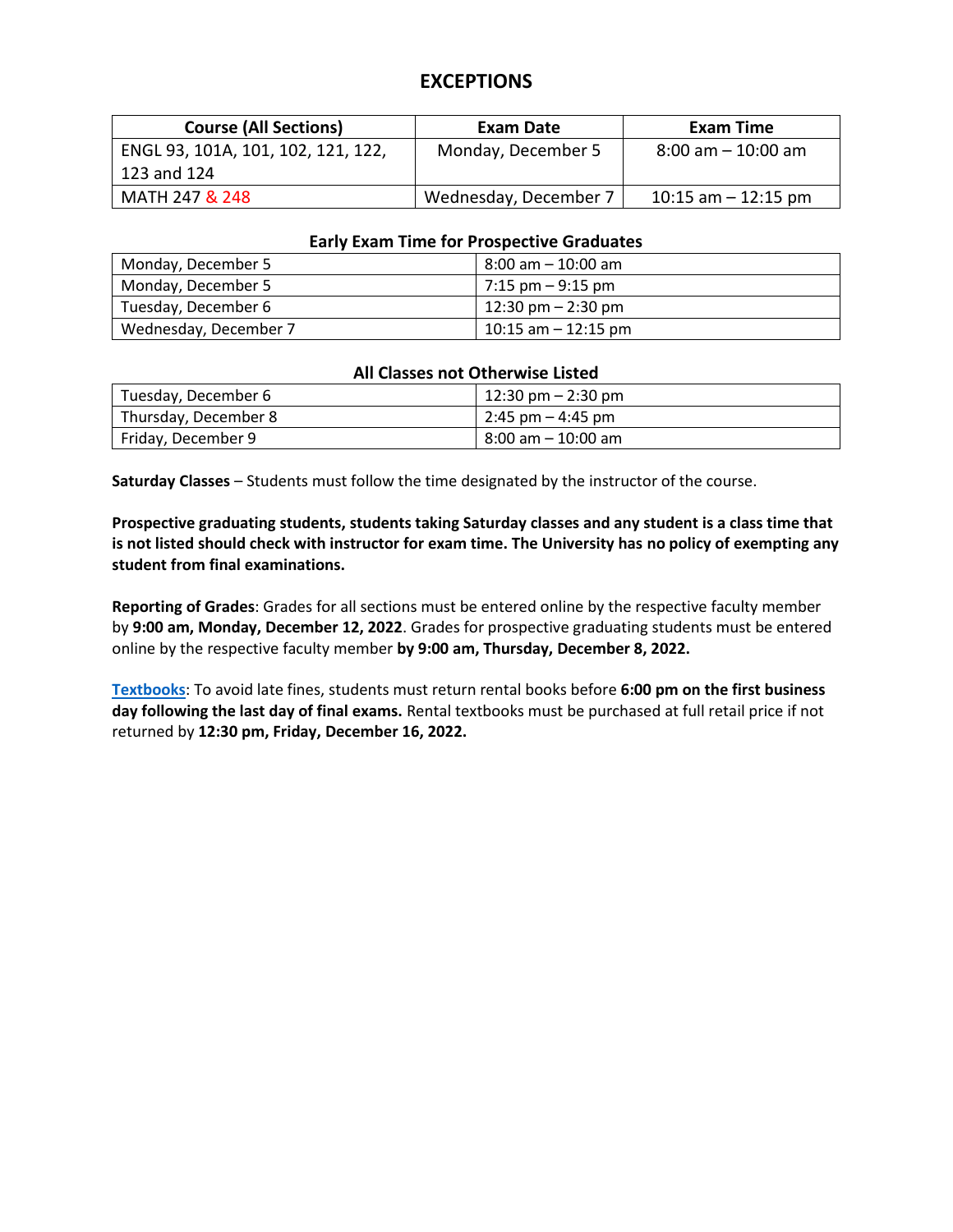## EXCEPTIONS

| Course (All Sections) | Exam Date | Exam Time |
|---|---|---|
| ENGL 93, 101A, 101, 102, 121, 122, 123 and 124 | Monday, December 5 | 8:00 am – 10:00 am |
| MATH 247 & 248 | Wednesday, December 7 | 10:15 am – 12:15 pm |

**Early Exam Time for Prospective Graduates**

| | |
|---|---|
| Monday, December 5 | 8:00 am – 10:00 am |
| Monday, December 5 | 7:15 pm – 9:15 pm |
| Tuesday, December 6 | 12:30 pm – 2:30 pm |
| Wednesday, December 7 | 10:15 am – 12:15 pm |

**All Classes not Otherwise Listed**

| | |
|---|---|
| Tuesday, December 6 | 12:30 pm – 2:30 pm |
| Thursday, December 8 | 2:45 pm – 4:45 pm |
| Friday, December 9 | 8:00 am – 10:00 am |

**Saturday Classes** – Students must follow the time designated by the instructor of the course.

**Prospective graduating students, students taking Saturday classes and any student is a class time that is not listed should check with instructor for exam time. The University has no policy of exempting any student from final examinations.**

**Reporting of Grades**: Grades for all sections must be entered online by the respective faculty member by **9:00 am, Monday, December 12, 2022**. Grades for prospective graduating students must be entered online by the respective faculty member **by 9:00 am, Thursday, December 8, 2022.**

**Textbooks**: To avoid late fines, students must return rental books before **6:00 pm on the first business day following the last day of final exams.** Rental textbooks must be purchased at full retail price if not returned by **12:30 pm, Friday, December 16, 2022.**